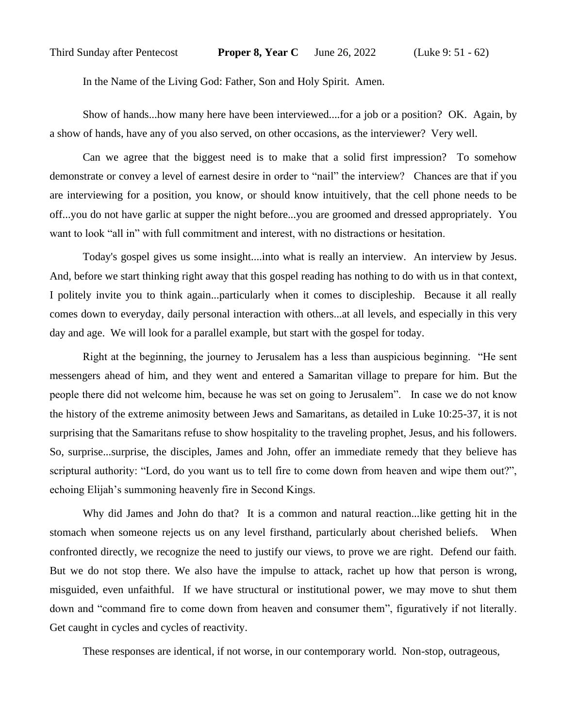Third Sunday after Pentecost **Proper 8, Year C** June 26, 2022 (Luke 9: 51 - 62)

In the Name of the Living God: Father, Son and Holy Spirit. Amen.

Show of hands...how many here have been interviewed....for a job or a position? OK. Again, by a show of hands, have any of you also served, on other occasions, as the interviewer? Very well.

Can we agree that the biggest need is to make that a solid first impression? To somehow demonstrate or convey a level of earnest desire in order to "nail" the interview? Chances are that if you are interviewing for a position, you know, or should know intuitively, that the cell phone needs to be off...you do not have garlic at supper the night before...you are groomed and dressed appropriately. You want to look "all in" with full commitment and interest, with no distractions or hesitation.

Today's gospel gives us some insight....into what is really an interview. An interview by Jesus. And, before we start thinking right away that this gospel reading has nothing to do with us in that context, I politely invite you to think again...particularly when it comes to discipleship. Because it all really comes down to everyday, daily personal interaction with others...at all levels, and especially in this very day and age. We will look for a parallel example, but start with the gospel for today.

Right at the beginning, the journey to Jerusalem has a less than auspicious beginning. "He sent messengers ahead of him, and they went and entered a Samaritan village to prepare for him. But the people there did not welcome him, because he was set on going to Jerusalem". In case we do not know the history of the extreme animosity between Jews and Samaritans, as detailed in Luke 10:25-37, it is not surprising that the Samaritans refuse to show hospitality to the traveling prophet, Jesus, and his followers. So, surprise...surprise, the disciples, James and John, offer an immediate remedy that they believe has scriptural authority: "Lord, do you want us to tell fire to come down from heaven and wipe them out?", echoing Elijah's summoning heavenly fire in Second Kings.

Why did James and John do that? It is a common and natural reaction...like getting hit in the stomach when someone rejects us on any level firsthand, particularly about cherished beliefs. When confronted directly, we recognize the need to justify our views, to prove we are right. Defend our faith. But we do not stop there. We also have the impulse to attack, rachet up how that person is wrong, misguided, even unfaithful. If we have structural or institutional power, we may move to shut them down and "command fire to come down from heaven and consumer them", figuratively if not literally. Get caught in cycles and cycles of reactivity.

These responses are identical, if not worse, in our contemporary world. Non-stop, outrageous,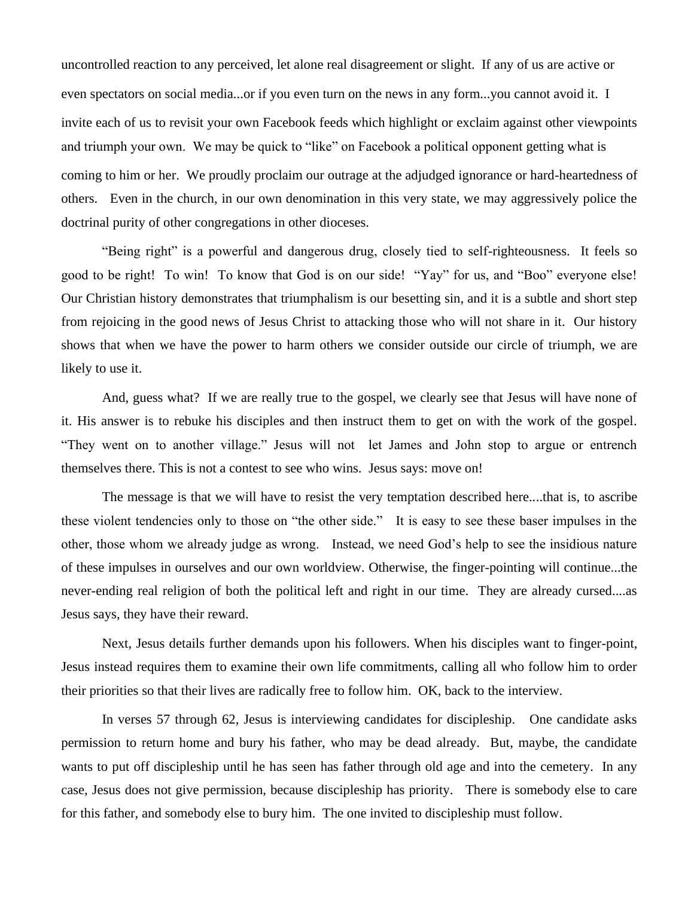uncontrolled reaction to any perceived, let alone real disagreement or slight. If any of us are active or even spectators on social media...or if you even turn on the news in any form...you cannot avoid it. I invite each of us to revisit your own Facebook feeds which highlight or exclaim against other viewpoints and triumph your own. We may be quick to "like" on Facebook a political opponent getting what is coming to him or her. We proudly proclaim our outrage at the adjudged ignorance or hard-heartedness of others. Even in the church, in our own denomination in this very state, we may aggressively police the doctrinal purity of other congregations in other dioceses.

"Being right" is a powerful and dangerous drug, closely tied to self-righteousness. It feels so good to be right! To win! To know that God is on our side! "Yay" for us, and "Boo" everyone else! Our Christian history demonstrates that triumphalism is our besetting sin, and it is a subtle and short step from rejoicing in the good news of Jesus Christ to attacking those who will not share in it. Our history shows that when we have the power to harm others we consider outside our circle of triumph, we are likely to use it.

And, guess what? If we are really true to the gospel, we clearly see that Jesus will have none of it. His answer is to rebuke his disciples and then instruct them to get on with the work of the gospel. "They went on to another village." Jesus will not let James and John stop to argue or entrench themselves there. This is not a contest to see who wins. Jesus says: move on!

The message is that we will have to resist the very temptation described here....that is, to ascribe these violent tendencies only to those on "the other side." It is easy to see these baser impulses in the other, those whom we already judge as wrong. Instead, we need God's help to see the insidious nature of these impulses in ourselves and our own worldview. Otherwise, the finger-pointing will continue...the never-ending real religion of both the political left and right in our time. They are already cursed....as Jesus says, they have their reward.

Next, Jesus details further demands upon his followers. When his disciples want to finger-point, Jesus instead requires them to examine their own life commitments, calling all who follow him to order their priorities so that their lives are radically free to follow him. OK, back to the interview.

In verses 57 through 62, Jesus is interviewing candidates for discipleship. One candidate asks permission to return home and bury his father, who may be dead already. But, maybe, the candidate wants to put off discipleship until he has seen has father through old age and into the cemetery. In any case, Jesus does not give permission, because discipleship has priority. There is somebody else to care for this father, and somebody else to bury him. The one invited to discipleship must follow.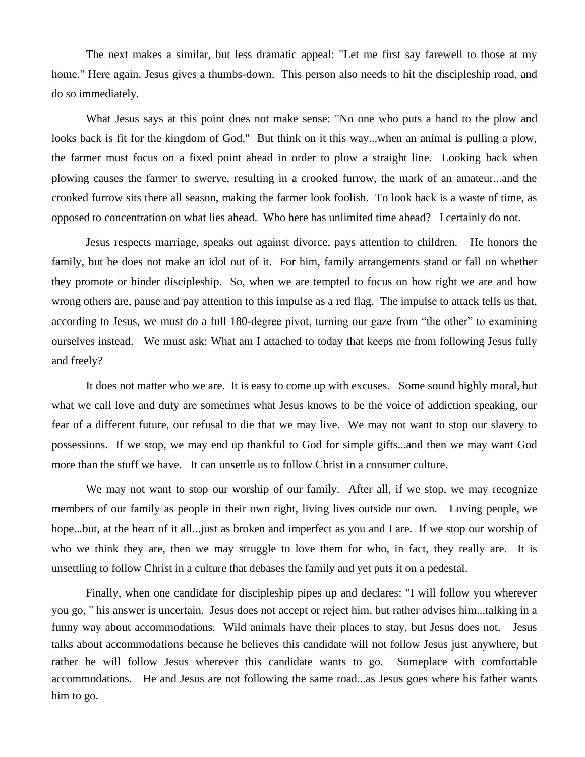The next makes a similar, but less dramatic appeal: "Let me first say farewell to those at my home." Here again, Jesus gives a thumbs-down. This person also needs to hit the discipleship road, and do so immediately.

What Jesus says at this point does not make sense: "No one who puts a hand to the plow and looks back is fit for the kingdom of God." But think on it this way...when an animal is pulling a plow, the farmer must focus on a fixed point ahead in order to plow a straight line. Looking back when plowing causes the farmer to swerve, resulting in a crooked furrow, the mark of an amateur...and the crooked furrow sits there all season, making the farmer look foolish. To look back is a waste of time, as opposed to concentration on what lies ahead. Who here has unlimited time ahead? I certainly do not.

Jesus respects marriage, speaks out against divorce, pays attention to children. He honors the family, but he does not make an idol out of it. For him, family arrangements stand or fall on whether they promote or hinder discipleship. So, when we are tempted to focus on how right we are and how wrong others are, pause and pay attention to this impulse as a red flag. The impulse to attack tells us that, according to Jesus, we must do a full 180-degree pivot, turning our gaze from "the other" to examining ourselves instead. We must ask: What am I attached to today that keeps me from following Jesus fully and freely?

It does not matter who we are. It is easy to come up with excuses. Some sound highly moral, but what we call love and duty are sometimes what Jesus knows to be the voice of addiction speaking, our fear of a different future, our refusal to die that we may live. We may not want to stop our slavery to possessions. If we stop, we may end up thankful to God for simple gifts...and then we may want God more than the stuff we have. It can unsettle us to follow Christ in a consumer culture.

We may not want to stop our worship of our family. After all, if we stop, we may recognize members of our family as people in their own right, living lives outside our own. Loving people, we hope...but, at the heart of it all...just as broken and imperfect as you and I are. If we stop our worship of who we think they are, then we may struggle to love them for who, in fact, they really are. It is unsettling to follow Christ in a culture that debases the family and yet puts it on a pedestal.

Finally, when one candidate for discipleship pipes up and declares: "I will follow you wherever you go, " his answer is uncertain. Jesus does not accept or reject him, but rather advises him...talking in a funny way about accommodations. Wild animals have their places to stay, but Jesus does not. Jesus talks about accommodations because he believes this candidate will not follow Jesus just anywhere, but rather he will follow Jesus wherever this candidate wants to go. Someplace with comfortable accommodations. He and Jesus are not following the same road...as Jesus goes where his father wants him to go.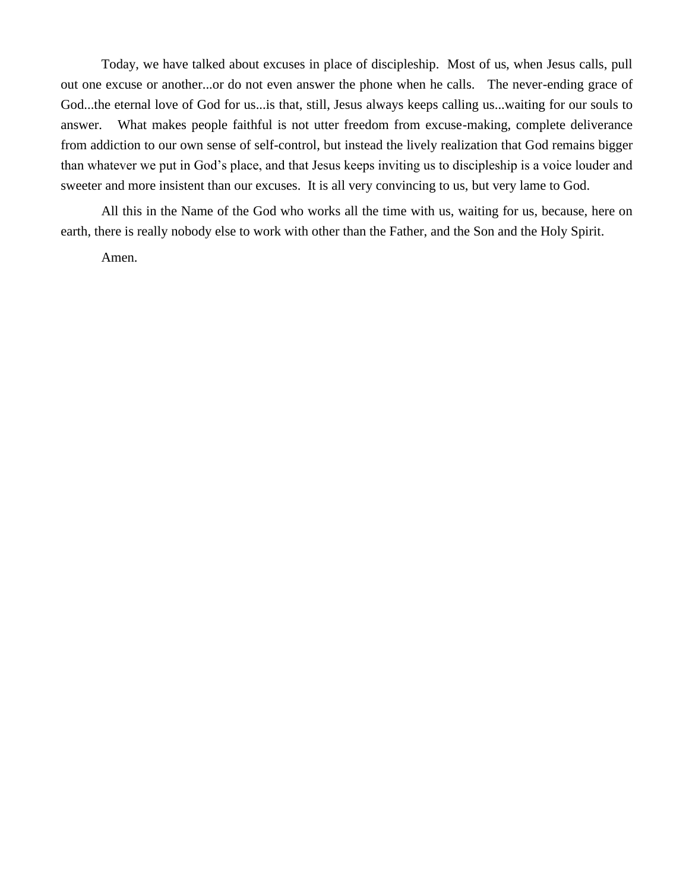Today, we have talked about excuses in place of discipleship. Most of us, when Jesus calls, pull out one excuse or another...or do not even answer the phone when he calls. The never-ending grace of God...the eternal love of God for us...is that, still, Jesus always keeps calling us...waiting for our souls to answer. What makes people faithful is not utter freedom from excuse-making, complete deliverance from addiction to our own sense of self-control, but instead the lively realization that God remains bigger than whatever we put in God's place, and that Jesus keeps inviting us to discipleship is a voice louder and sweeter and more insistent than our excuses. It is all very convincing to us, but very lame to God.

All this in the Name of the God who works all the time with us, waiting for us, because, here on earth, there is really nobody else to work with other than the Father, and the Son and the Holy Spirit.

Amen.